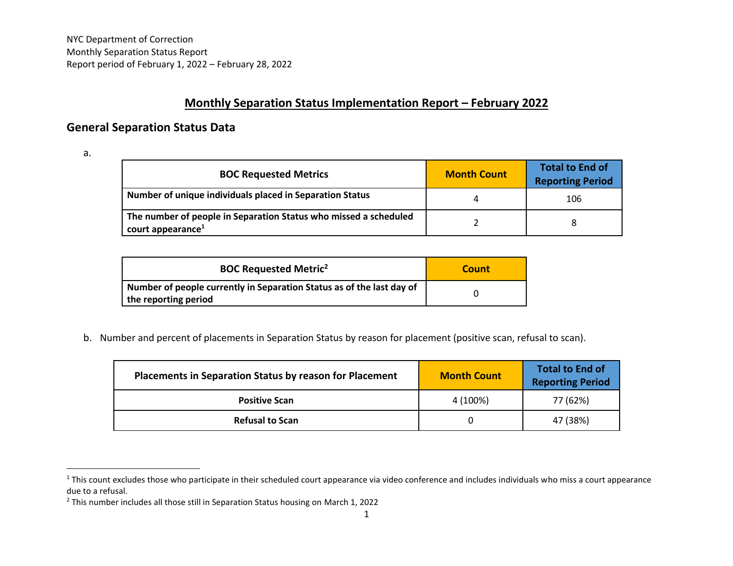NYC Department of Correction
Monthly Separation Status Report
Report period of February 1, 2022 – February 28, 2022

# Monthly Separation Status Implementation Report – February 2022

## General Separation Status Data

a.

| BOC Requested Metrics | Month Count | Total to End of Reporting Period |
|---|---|---|
| **Number of unique individuals placed in Separation Status** | 4 | 106 |
| **The number of people in Separation Status who missed a scheduled court appearance**[1] | 2 | 8 |

| BOC Requested Metric[2] | Count |
|---|---|
| **Number of people currently in Separation Status as of the last day of the reporting period** | 0 |

b. Number and percent of placements in Separation Status by reason for placement (positive scan, refusal to scan).

| Placements in Separation Status by reason for Placement | Month Count | Total to End of Reporting Period |
|---|---|---|
| **Positive Scan** | 4 (100%) | 77 (62%) |
| **Refusal to Scan** | 0 | 47 (38%) |

[1] This count excludes those who participate in their scheduled court appearance via video conference and includes individuals who miss a court appearance due to a refusal.

[2] This number includes all those still in Separation Status housing on March 1, 2022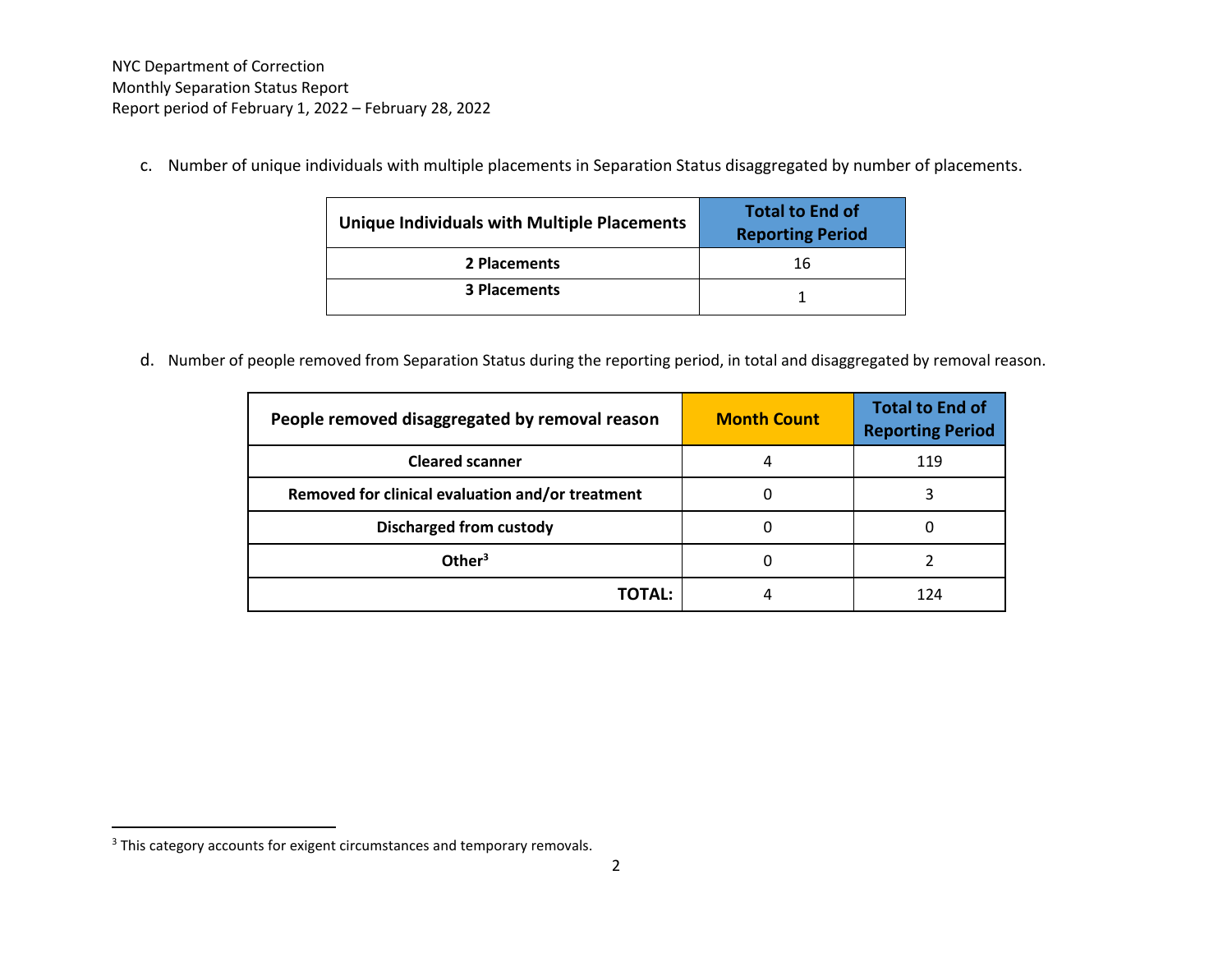c. Number of unique individuals with multiple placements in Separation Status disaggregated by number of placements.

| Unique Individuals with Multiple Placements | Total to End of Reporting Period |
|---|---|
| **2 Placements** | 16 |
| **3 Placements** | 1 |

d. Number of people removed from Separation Status during the reporting period, in total and disaggregated by removal reason.

| People removed disaggregated by removal reason | Month Count | Total to End of Reporting Period |
|---|---|---|
| **Cleared scanner** | 4 | 119 |
| **Removed for clinical evaluation and/or treatment** | 0 | 3 |
| **Discharged from custody** | 0 | 0 |
| **Other[3]** | 0 | 2 |
| **TOTAL:** | 4 | 124 |

[3] This category accounts for exigent circumstances and temporary removals.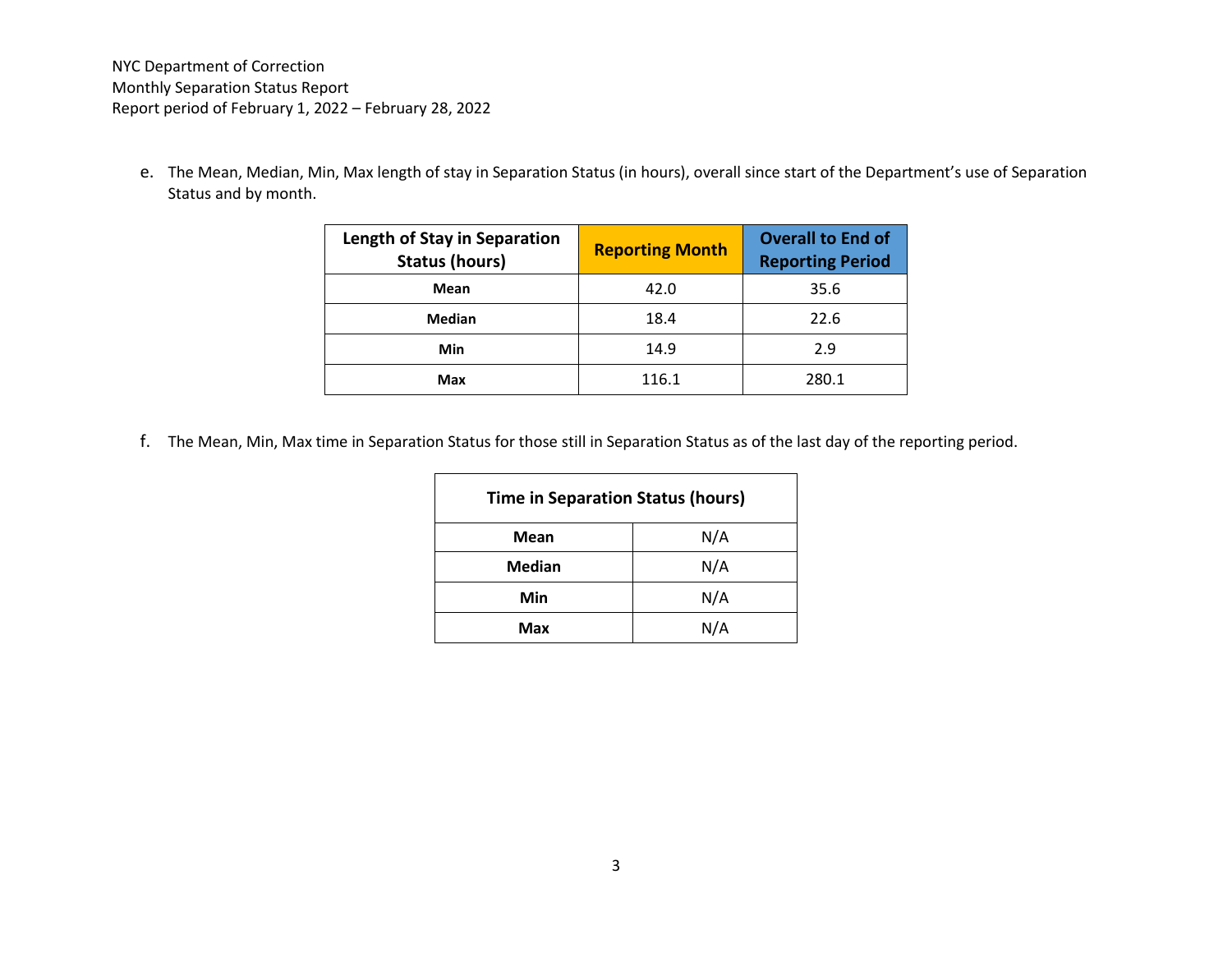e. The Mean, Median, Min, Max length of stay in Separation Status (in hours), overall since start of the Department's use of Separation Status and by month.

| Length of Stay in Separation Status (hours) | Reporting Month | Overall to End of Reporting Period |
|---|---|---|
| **Mean** | 42.0 | 35.6 |
| **Median** | 18.4 | 22.6 |
| **Min** | 14.9 | 2.9 |
| **Max** | 116.1 | 280.1 |

f. The Mean, Min, Max time in Separation Status for those still in Separation Status as of the last day of the reporting period.

| Time in Separation Status (hours) | |
|---|---|
| **Mean** | N/A |
| **Median** | N/A |
| **Min** | N/A |
| **Max** | N/A |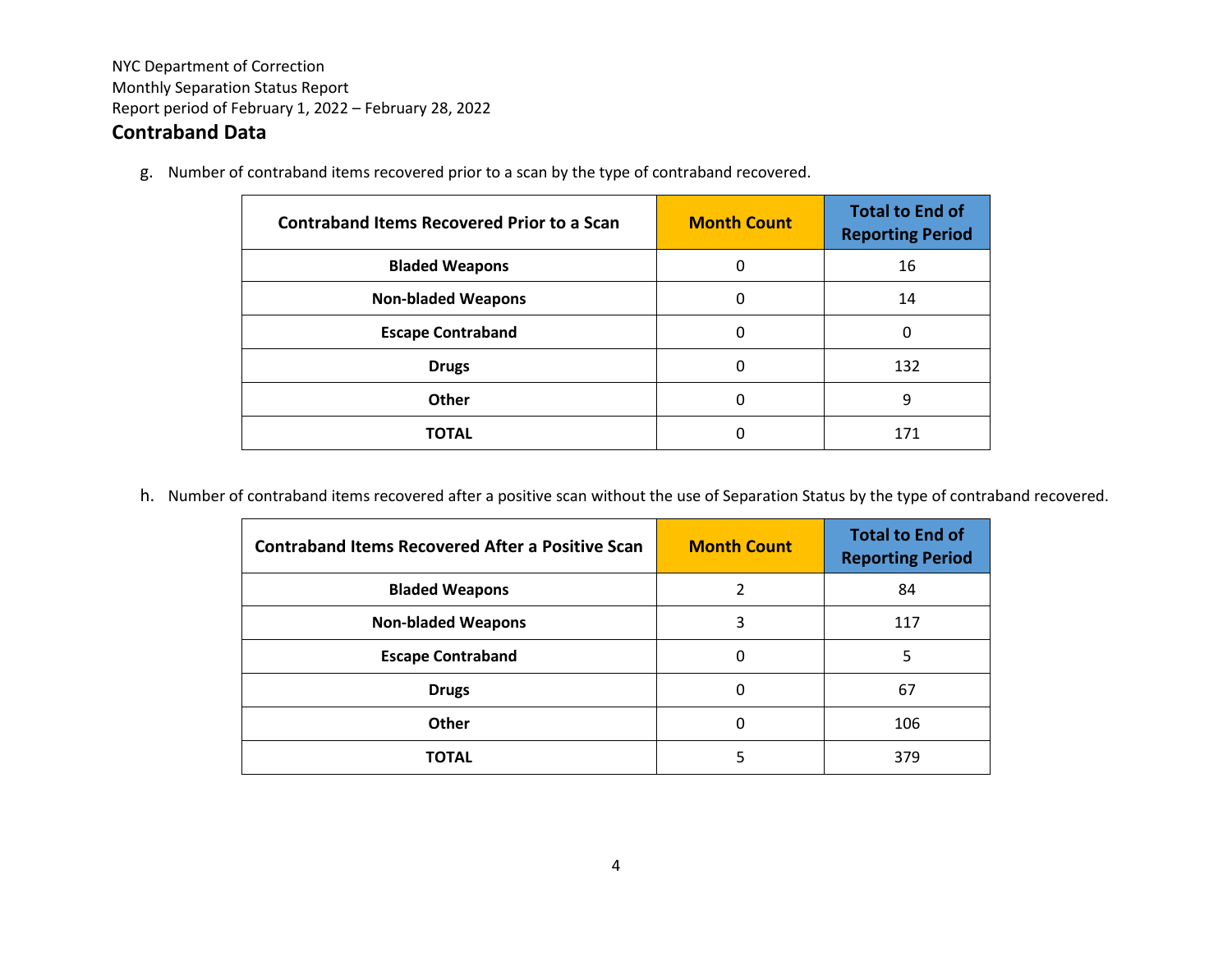NYC Department of Correction
Monthly Separation Status Report
Report period of February 1, 2022 – February 28, 2022

## Contraband Data

g. Number of contraband items recovered prior to a scan by the type of contraband recovered.

| Contraband Items Recovered Prior to a Scan | Month Count | Total to End of Reporting Period |
|---|---|---|
| **Bladed Weapons** | 0 | 16 |
| **Non-bladed Weapons** | 0 | 14 |
| **Escape Contraband** | 0 | 0 |
| **Drugs** | 0 | 132 |
| **Other** | 0 | 9 |
| **TOTAL** | 0 | 171 |

h. Number of contraband items recovered after a positive scan without the use of Separation Status by the type of contraband recovered.

| Contraband Items Recovered After a Positive Scan | Month Count | Total to End of Reporting Period |
|---|---|---|
| **Bladed Weapons** | 2 | 84 |
| **Non-bladed Weapons** | 3 | 117 |
| **Escape Contraband** | 0 | 5 |
| **Drugs** | 0 | 67 |
| **Other** | 0 | 106 |
| **TOTAL** | 5 | 379 |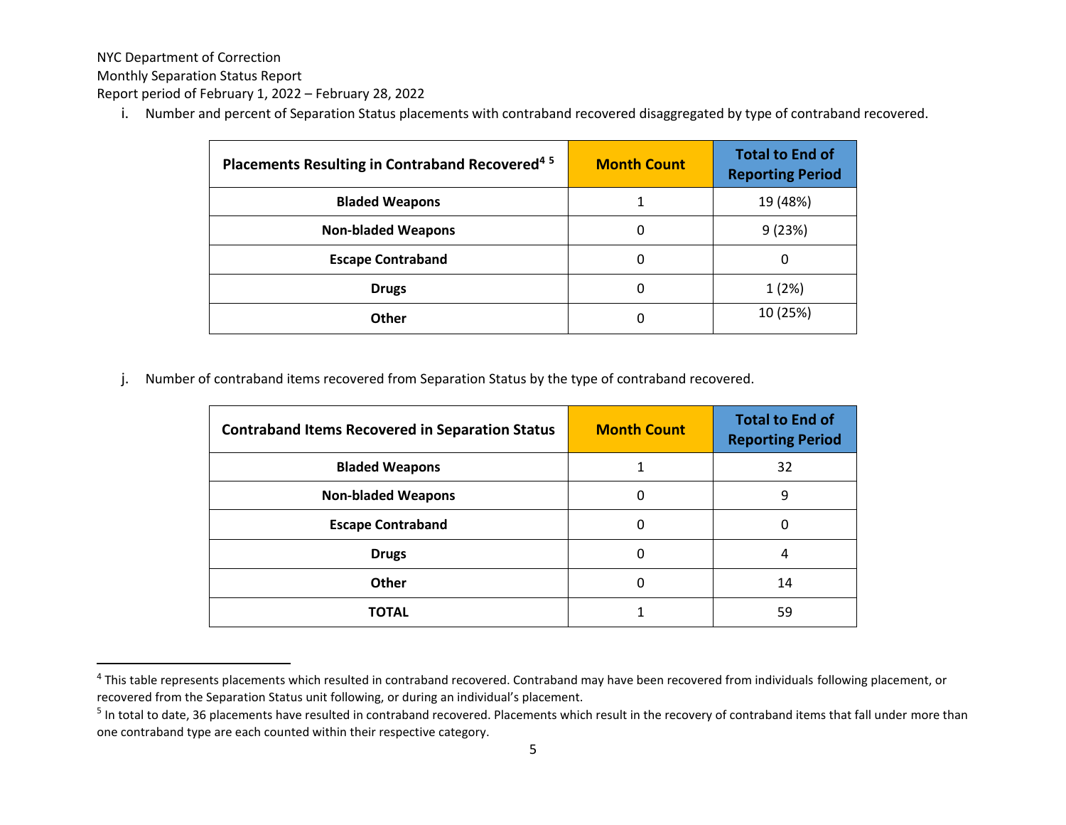NYC Department of Correction
Monthly Separation Status Report
Report period of February 1, 2022 – February 28, 2022

i. Number and percent of Separation Status placements with contraband recovered disaggregated by type of contraband recovered.

| Placements Resulting in Contraband Recovered[4] [5] | Month Count | Total to End of Reporting Period |
|---|---|---|
| Bladed Weapons | 1 | 19 (48%) |
| Non-bladed Weapons | 0 | 9 (23%) |
| Escape Contraband | 0 | 0 |
| Drugs | 0 | 1 (2%) |
| Other | 0 | 10 (25%) |

j. Number of contraband items recovered from Separation Status by the type of contraband recovered.

| Contraband Items Recovered in Separation Status | Month Count | Total to End of Reporting Period |
|---|---|---|
| Bladed Weapons | 1 | 32 |
| Non-bladed Weapons | 0 | 9 |
| Escape Contraband | 0 | 0 |
| Drugs | 0 | 4 |
| Other | 0 | 14 |
| TOTAL | 1 | 59 |

[4] This table represents placements which resulted in contraband recovered. Contraband may have been recovered from individuals following placement, or recovered from the Separation Status unit following, or during an individual's placement.

[5] In total to date, 36 placements have resulted in contraband recovered. Placements which result in the recovery of contraband items that fall under more than one contraband type are each counted within their respective category.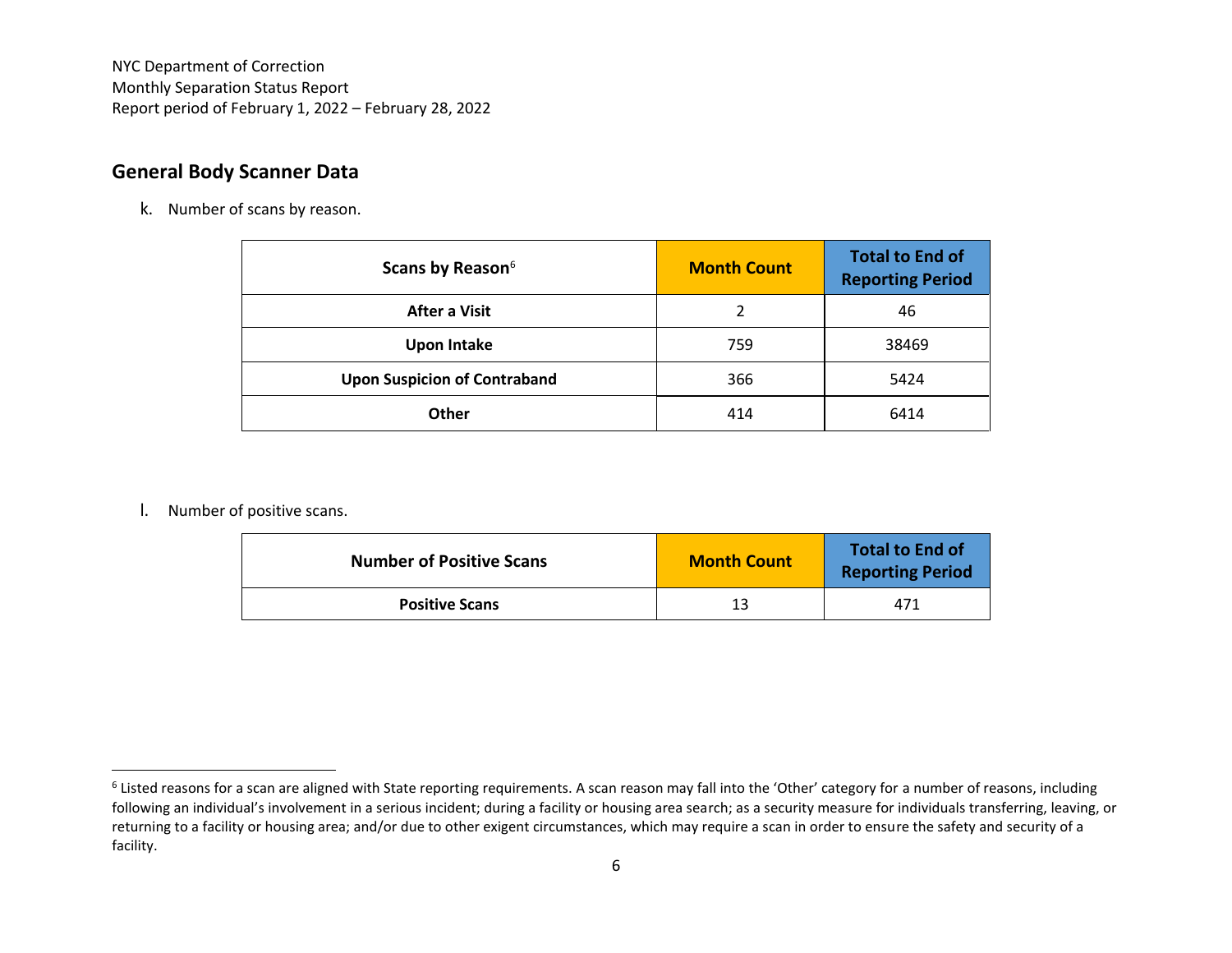## General Body Scanner Data

k. Number of scans by reason.

| Scans by Reason[6] | Month Count | Total to End of Reporting Period |
|---|---|---|
| **After a Visit** | 2 | 46 |
| **Upon Intake** | 759 | 38469 |
| **Upon Suspicion of Contraband** | 366 | 5424 |
| **Other** | 414 | 6414 |

l. Number of positive scans.

| Number of Positive Scans | Month Count | Total to End of Reporting Period |
|---|---|---|
| **Positive Scans** | 13 | 471 |

[6] Listed reasons for a scan are aligned with State reporting requirements. A scan reason may fall into the 'Other' category for a number of reasons, including following an individual's involvement in a serious incident; during a facility or housing area search; as a security measure for individuals transferring, leaving, or returning to a facility or housing area; and/or due to other exigent circumstances, which may require a scan in order to ensure the safety and security of a facility.